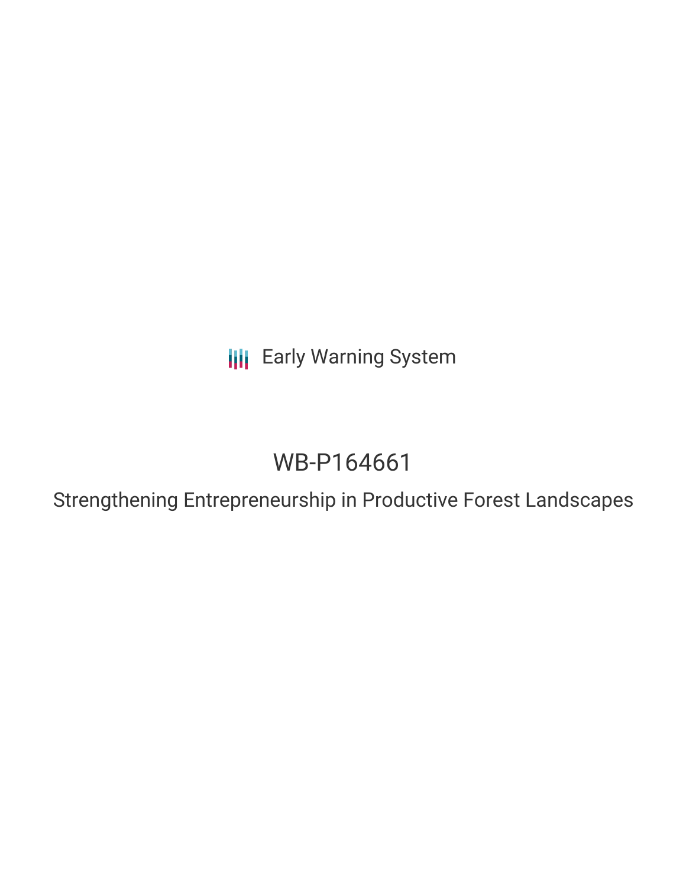Early Warning System

# WB-P164661

## Strengthening Entrepreneurship in Productive Forest Landscapes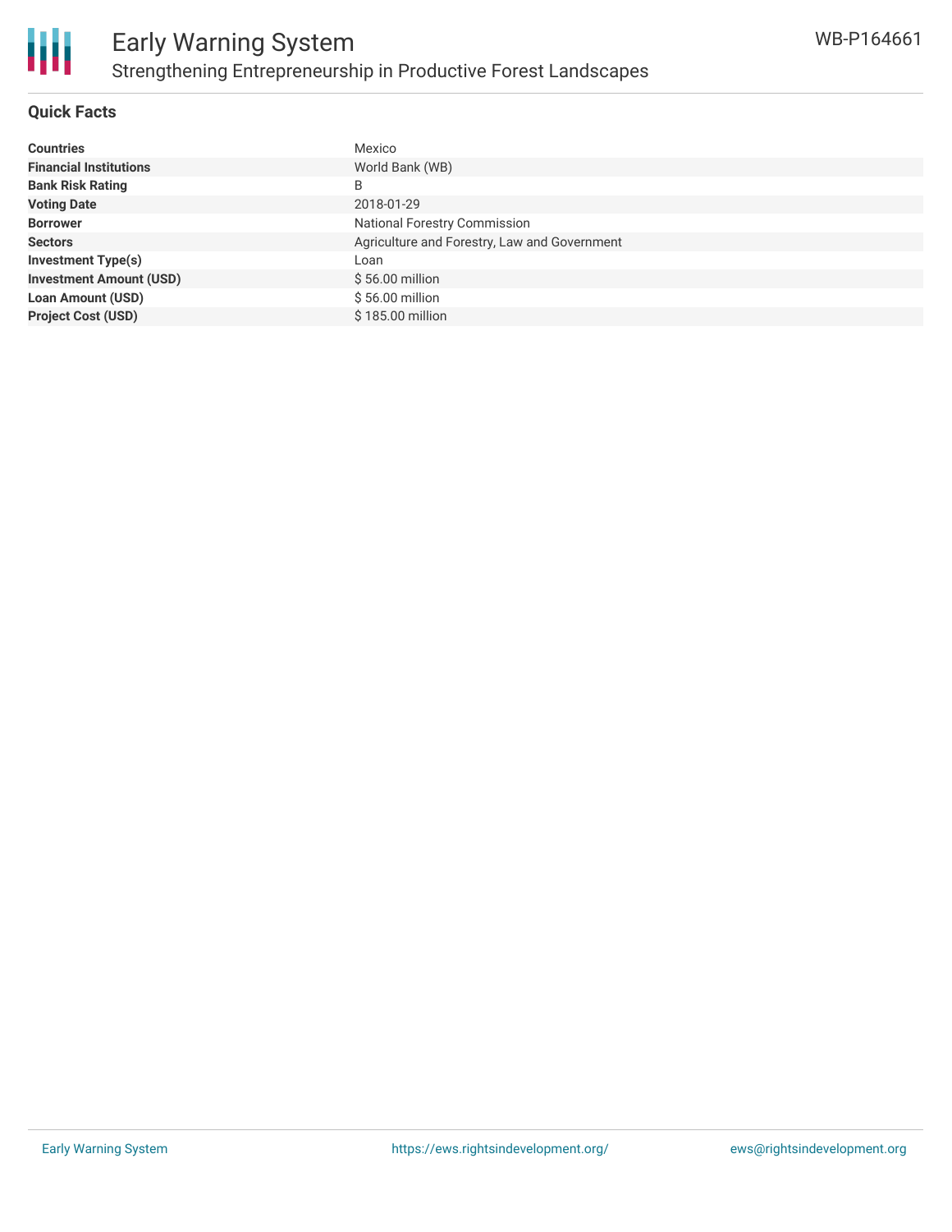## Quick Facts

| | |
|---|---|
| **Countries** | Mexico |
| **Financial Institutions** | World Bank (WB) |
| **Bank Risk Rating** | B |
| **Voting Date** | 2018-01-29 |
| **Borrower** | National Forestry Commission |
| **Sectors** | Agriculture and Forestry, Law and Government |
| **Investment Type(s)** | Loan |
| **Investment Amount (USD)** | $ 56.00 million |
| **Loan Amount (USD)** | $ 56.00 million |
| **Project Cost (USD)** | $ 185.00 million |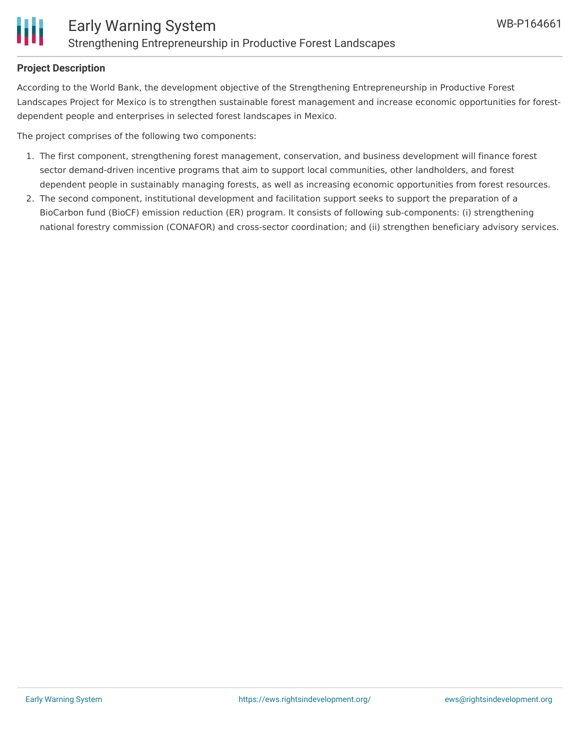## Project Description

According to the World Bank, the development objective of the Strengthening Entrepreneurship in Productive Forest Landscapes Project for Mexico is to strengthen sustainable forest management and increase economic opportunities for forest-dependent people and enterprises in selected forest landscapes in Mexico.

The project comprises of the following two components:

1. The first component, strengthening forest management, conservation, and business development will finance forest sector demand-driven incentive programs that aim to support local communities, other landholders, and forest dependent people in sustainably managing forests, as well as increasing economic opportunities from forest resources.
2. The second component, institutional development and facilitation support seeks to support the preparation of a BioCarbon fund (BioCF) emission reduction (ER) program. It consists of following sub-components: (i) strengthening national forestry commission (CONAFOR) and cross-sector coordination; and (ii) strengthen beneficiary advisory services.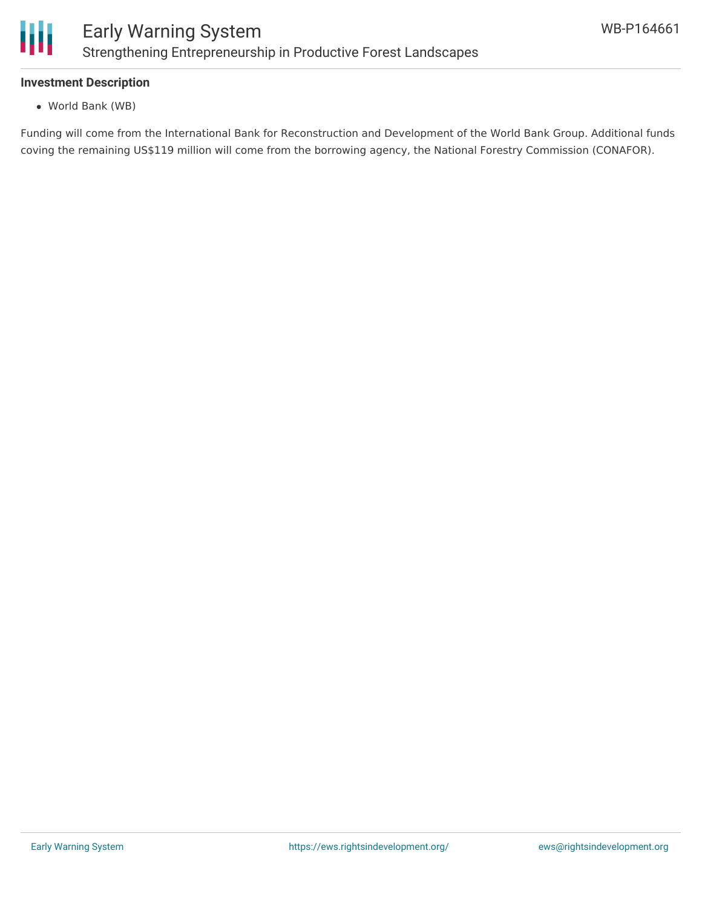### Investment Description

- World Bank (WB)

Funding will come from the International Bank for Reconstruction and Development of the World Bank Group. Additional funds coving the remaining US$119 million will come from the borrowing agency, the National Forestry Commission (CONAFOR).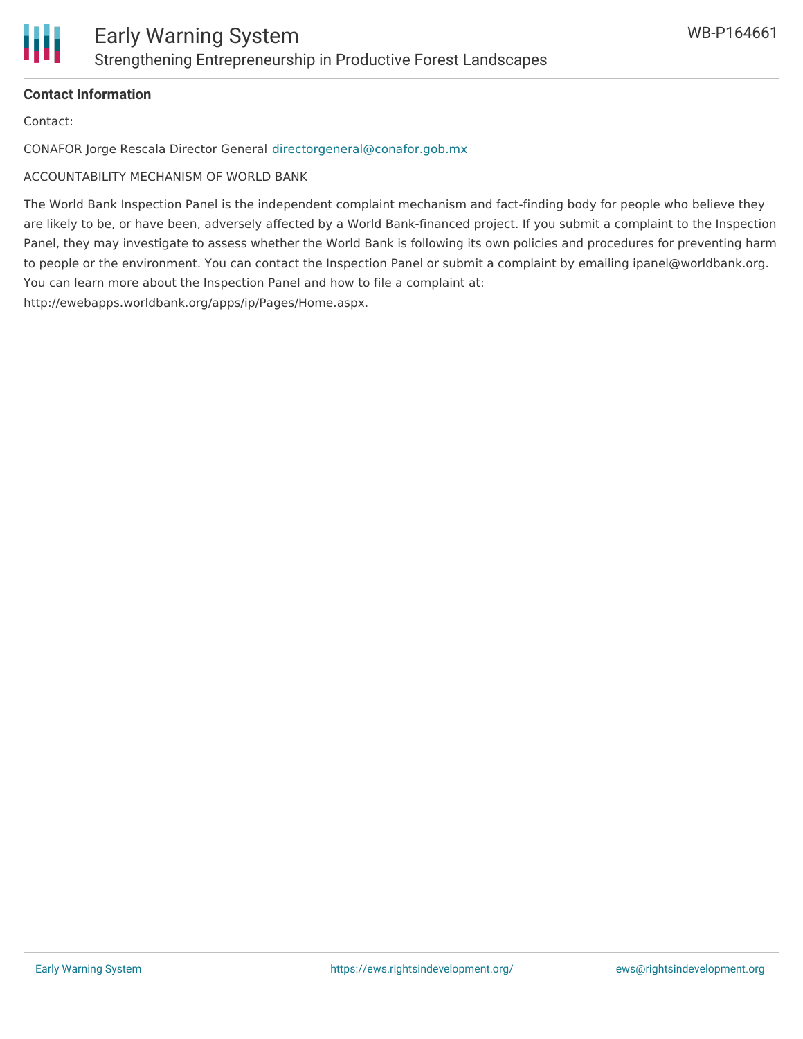**Contact Information**

Contact:

CONAFOR Jorge Rescala Director General directorgeneral@conafor.gob.mx

ACCOUNTABILITY MECHANISM OF WORLD BANK

The World Bank Inspection Panel is the independent complaint mechanism and fact-finding body for people who believe they are likely to be, or have been, adversely affected by a World Bank-financed project. If you submit a complaint to the Inspection Panel, they may investigate to assess whether the World Bank is following its own policies and procedures for preventing harm to people or the environment. You can contact the Inspection Panel or submit a complaint by emailing ipanel@worldbank.org. You can learn more about the Inspection Panel and how to file a complaint at: http://ewebapps.worldbank.org/apps/ip/Pages/Home.aspx.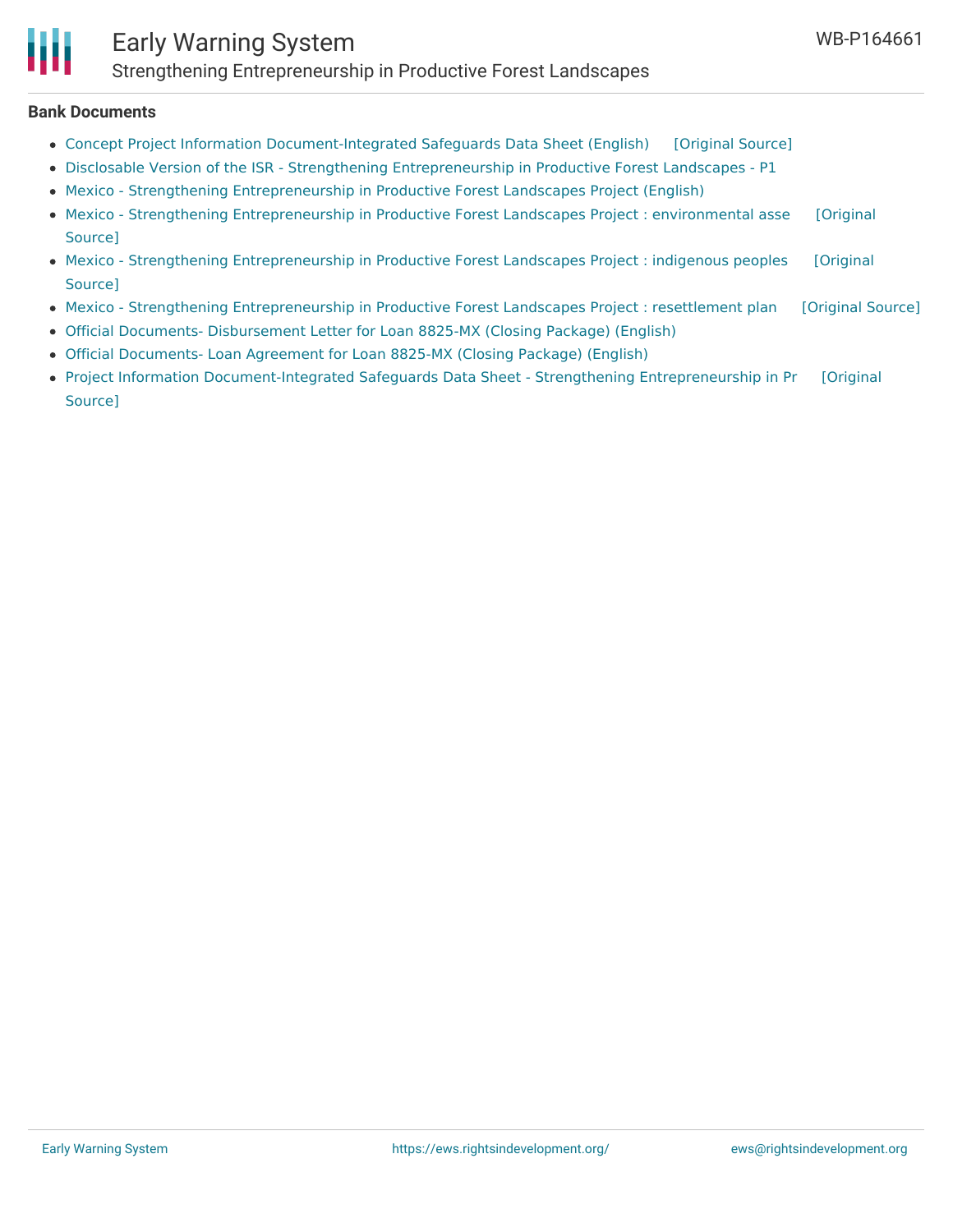## Bank Documents

- Concept Project Information Document-Integrated Safeguards Data Sheet (English) [Original Source]
- Disclosable Version of the ISR - Strengthening Entrepreneurship in Productive Forest Landscapes - P1
- Mexico - Strengthening Entrepreneurship in Productive Forest Landscapes Project (English)
- Mexico - Strengthening Entrepreneurship in Productive Forest Landscapes Project : environmental asse [Original Source]
- Mexico - Strengthening Entrepreneurship in Productive Forest Landscapes Project : indigenous peoples [Original Source]
- Mexico - Strengthening Entrepreneurship in Productive Forest Landscapes Project : resettlement plan [Original Source]
- Official Documents- Disbursement Letter for Loan 8825-MX (Closing Package) (English)
- Official Documents- Loan Agreement for Loan 8825-MX (Closing Package) (English)
- Project Information Document-Integrated Safeguards Data Sheet - Strengthening Entrepreneurship in Pr [Original Source]